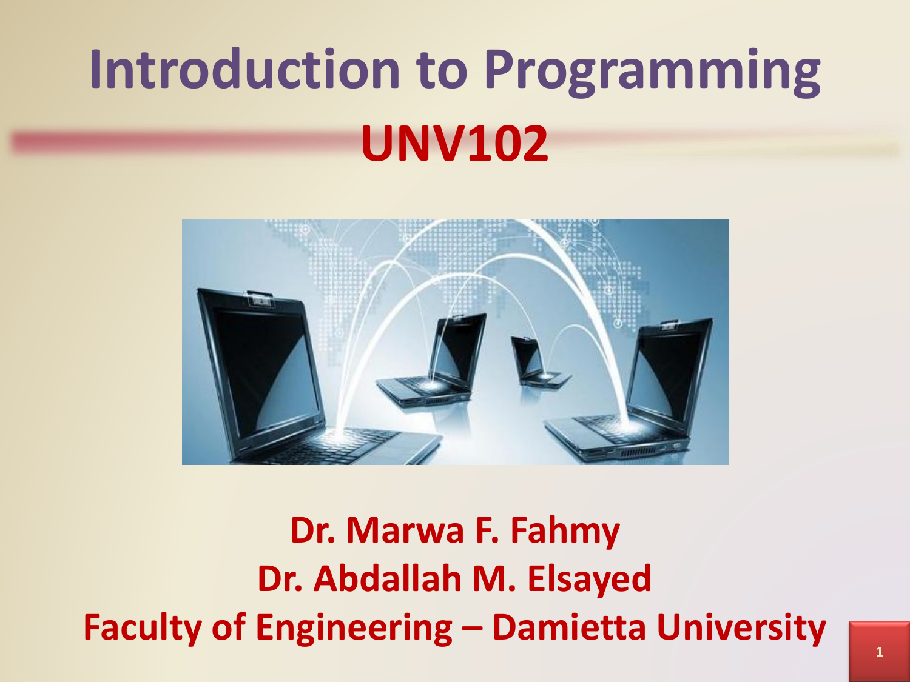# Introduction to Programming

## UNV102

**Dr. Marwa F. Fahmy**

**Dr. Abdallah M. Elsayed**

**Faculty of Engineering – Damietta University**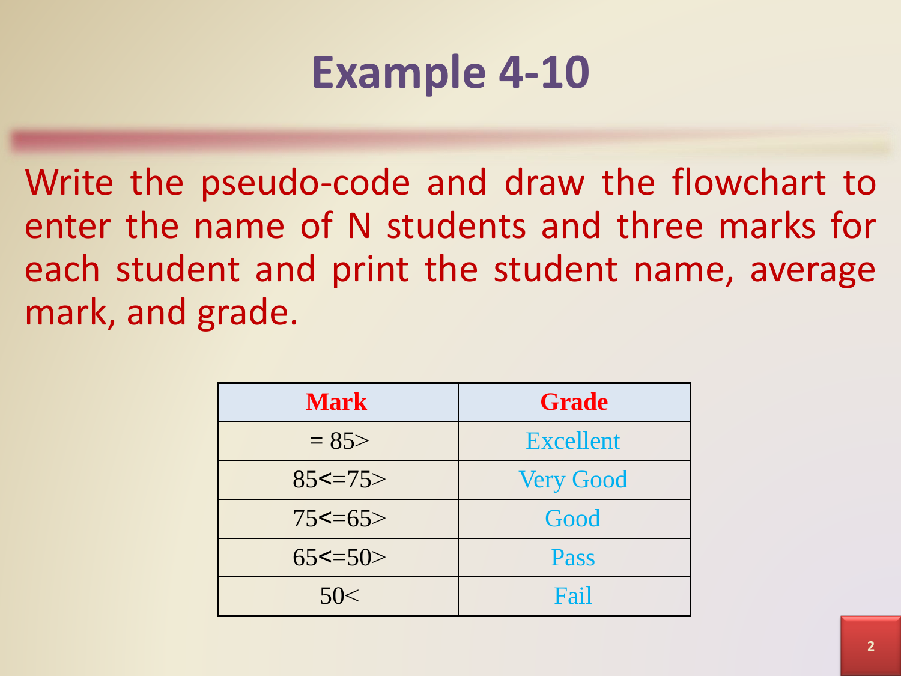# Example 4-10

Write the pseudo-code and draw the flowchart to enter the name of N students and three marks for each student and print the student name, average mark, and grade.

| Mark | Grade |
| --- | --- |
| = 85> | Excellent |
| 85<=75> | Very Good |
| 75<=65> | Good |
| 65<=50> | Pass |
| 50< | Fail |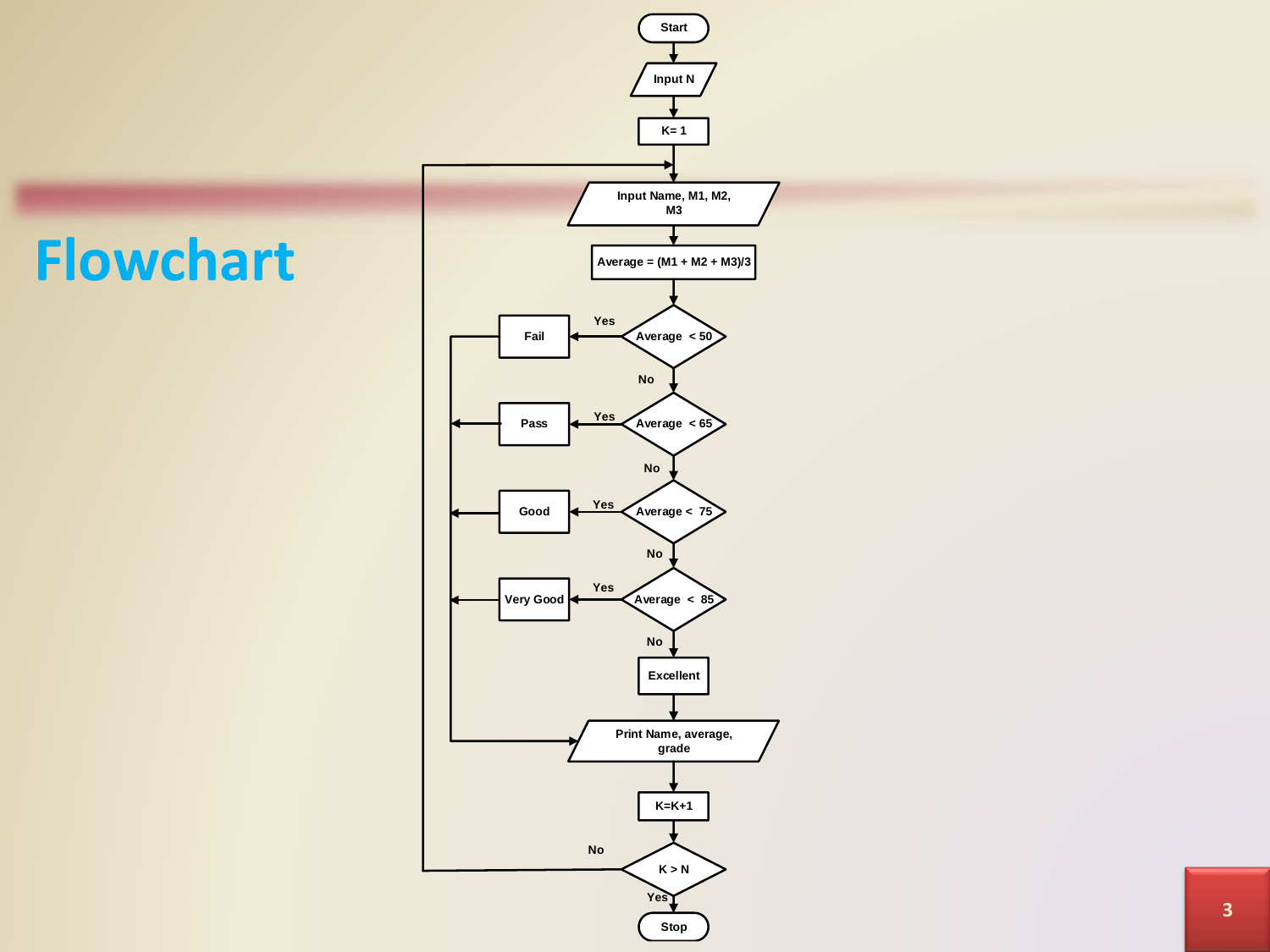# Flowchart

```
Start
  |
Input N
  |
K = 1
  |
Input Name, M1, M2, M3   <---------------------------+
  |                                                  |
Average = (M1 + M2 + M3)/3                           |
  |                                                  |
Average < 50 --Yes--> Fail ---------+                |
  | No                              |                |
Average < 65 --Yes--> Pass ---------+                |
  | No                              |                |
Average < 75 --Yes--> Good ---------+                |
  | No                              |                |
Average < 85 --Yes--> Very Good ----+                |
  | No                              |                |
Excellent                           |                |
  |                                 |                |
Print Name, average, grade <--------+                |
  |                                                  |
K=K+1                                                |
  |                                                  |
K > N --No-------------------------------------------+
  | Yes
Stop
```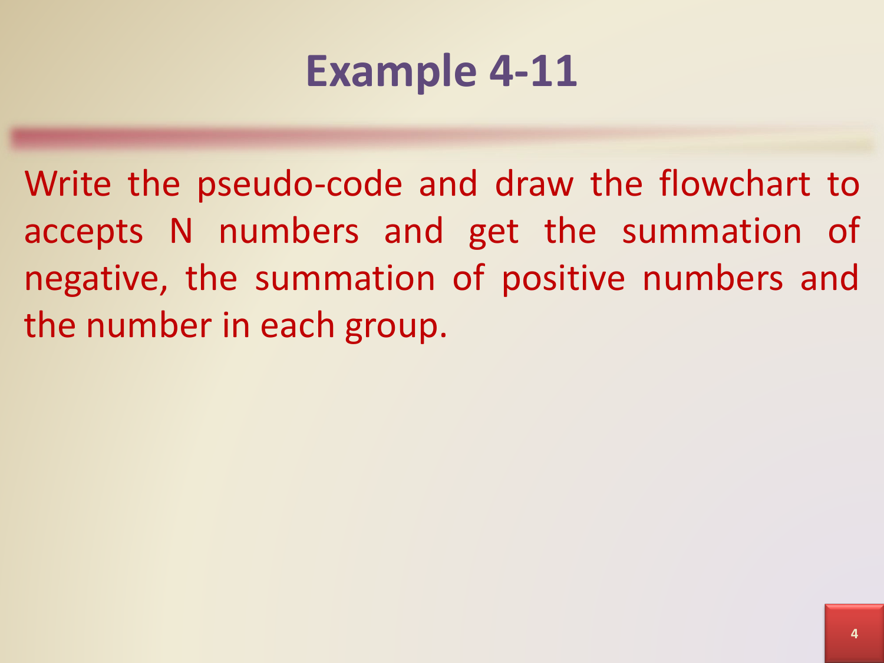# Example 4-11

Write the pseudo-code and draw the flowchart to accepts N numbers and get the summation of negative, the summation of positive numbers and the number in each group.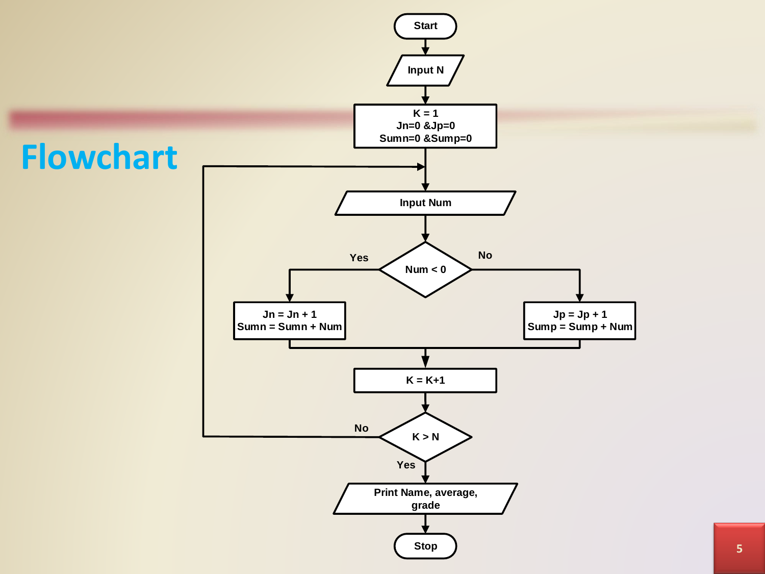# Flowchart

```
Start
  ↓
Input N
  ↓
K = 1
Jn=0 &Jp=0
Sumn=0 &Sump=0
  ↓
Input Num  ←──────────────────────┐
  ↓                               │
Num < 0                           │
  Yes → Jn = Jn + 1               │
        Sumn = Sumn + Num         │
  No  → Jp = Jp + 1               │
        Sump = Sump + Num         │
  ↓                               │
K = K+1                           │
  ↓                               │
K > N ── No ──────────────────────┘
  ↓ Yes
Print Name, average, grade
  ↓
Stop
```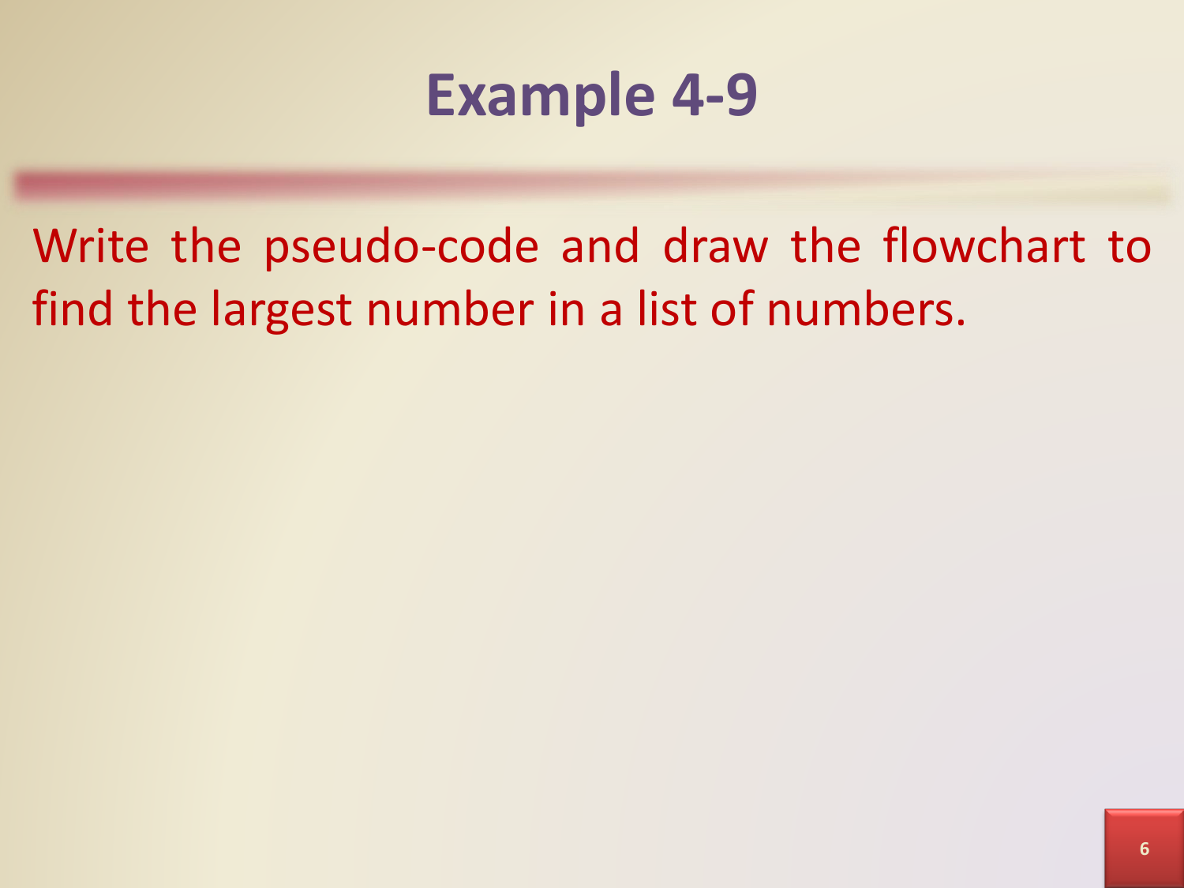# Example 4-9

Write the pseudo-code and draw the flowchart to find the largest number in a list of numbers.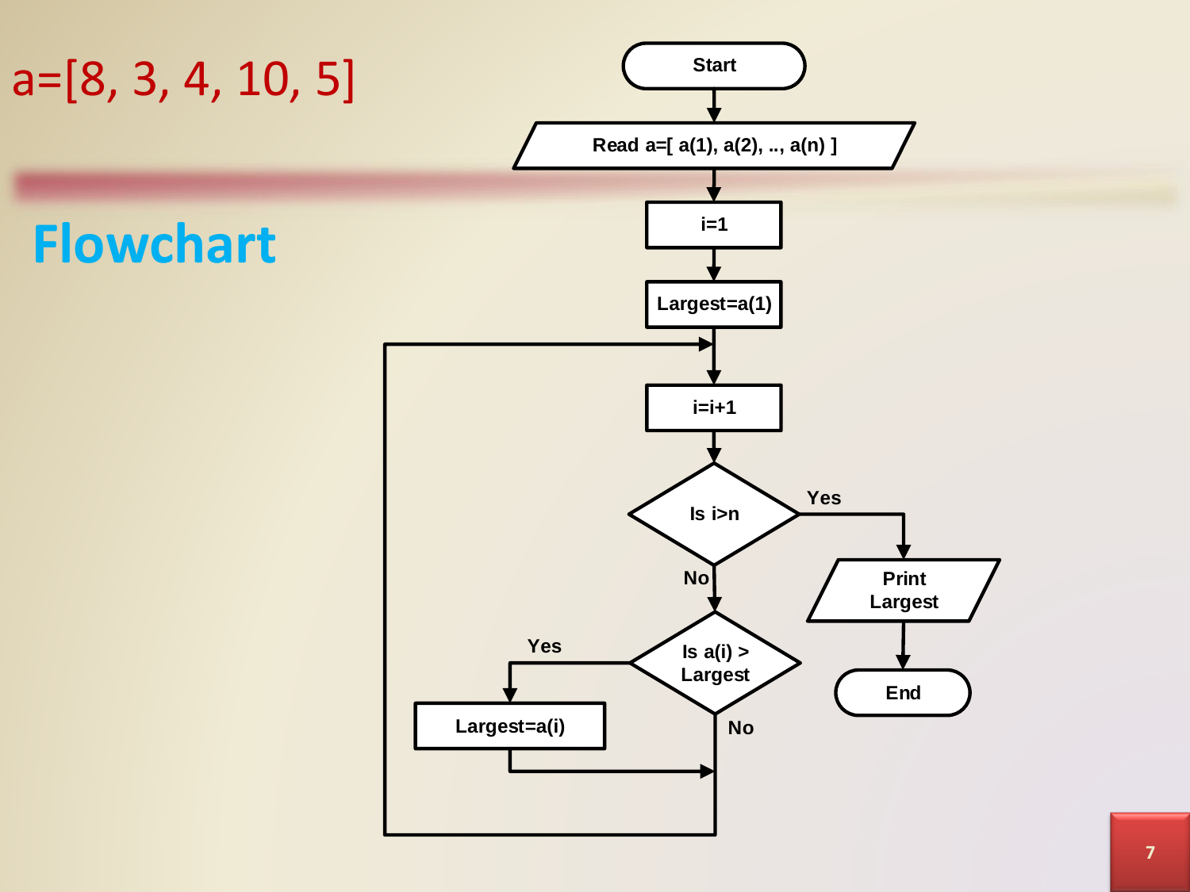a=[8, 3, 4, 10, 5]

# Flowchart

```
Start
  ↓
Read a=[ a(1), a(2), .., a(n) ]
  ↓
i=1
  ↓
Largest=a(1)
  ↓
i=i+1  ←─────────────────────────────┐
  ↓                                  │
Is i>n ──Yes──→ Print Largest → End  │
  │ No                               │
  ↓                                  │
Is a(i) > Largest ──Yes──→ Largest=a(i)
  │ No                          │    │
  ↓←────────────────────────────┘    │
  └──────────────────────────────────┘
```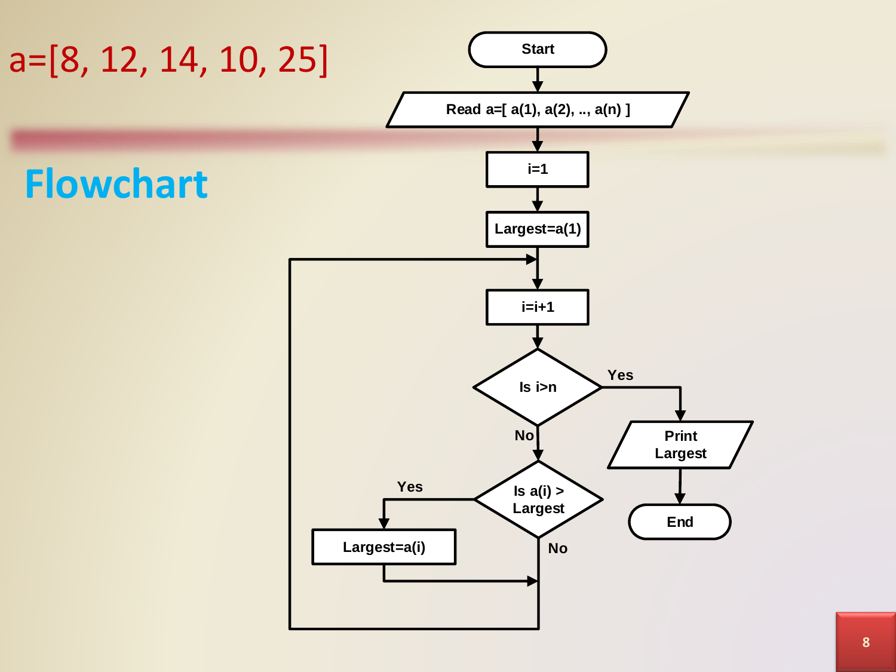a=[8, 12, 14, 10, 25]

# Flowchart

```
Start
  ↓
Read a=[ a(1), a(2), .., a(n) ]
  ↓
i=1
  ↓
Largest=a(1)
  ↓
i=i+1  ←──────────────────────────────┐
  ↓                                    │
Is i>n ── Yes ──→ Print Largest → End  │
  │ No                                 │
  ↓                                    │
Is a(i) > Largest ── Yes ──→ Largest=a(i)
  │ No                                 │
  └────────────────────────────────────┘
```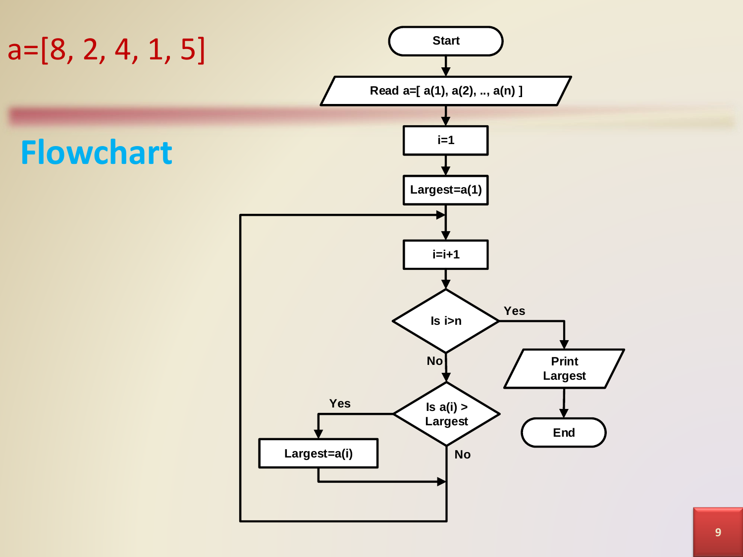a=[8, 2, 4, 1, 5]

# Flowchart

Start

Read a=[ a(1), a(2), .., a(n) ]

i=1

Largest=a(1)

i=i+1

Is i>n

Yes → Print Largest → End

No ↓

Is a(i) > Largest

Yes → Largest=a(i)

No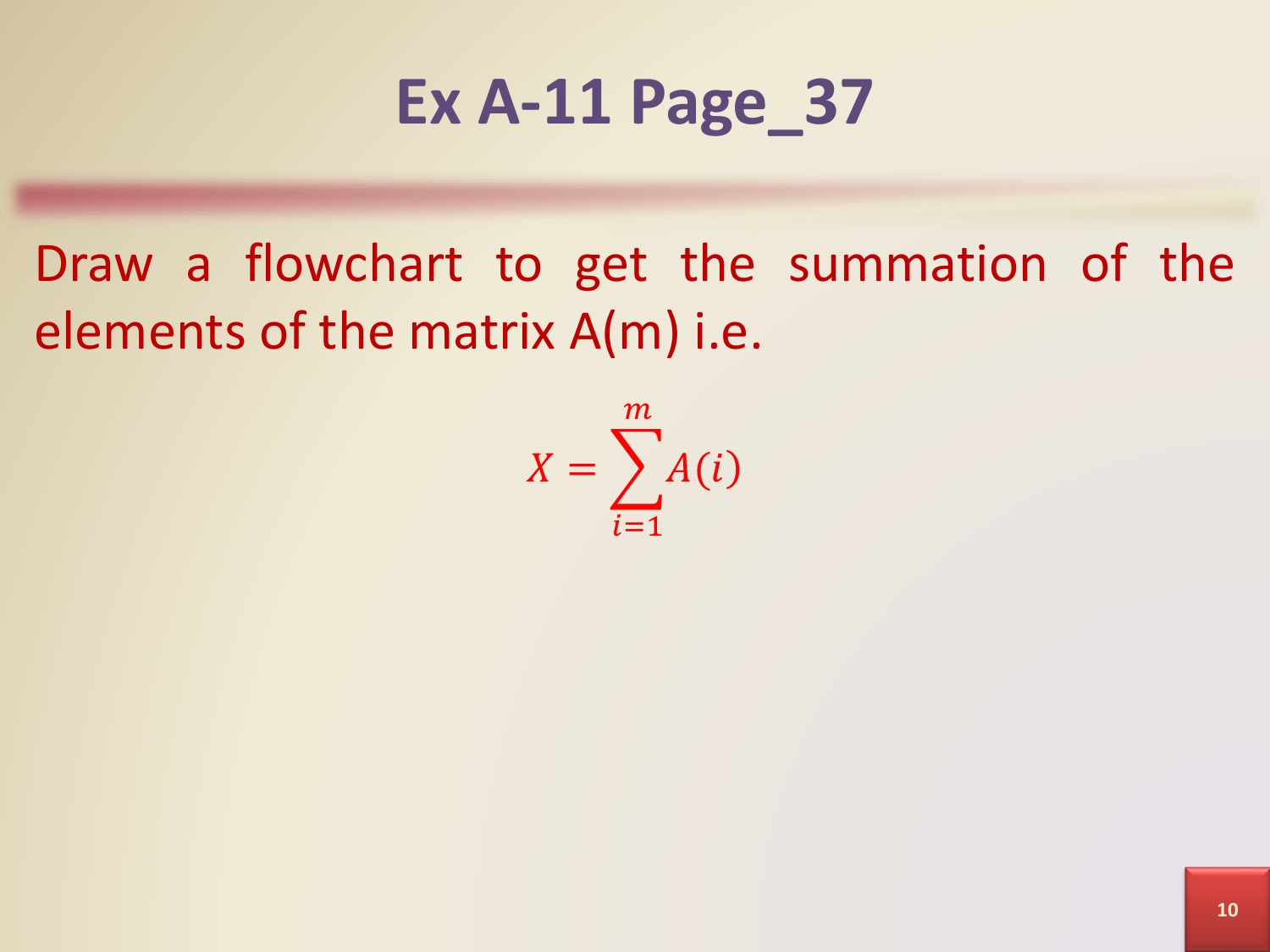# Ex A-11 Page_37

Draw a flowchart to get the summation of the elements of the matrix A(m) i.e.

$$X = \sum_{i=1}^{m} A(i)$$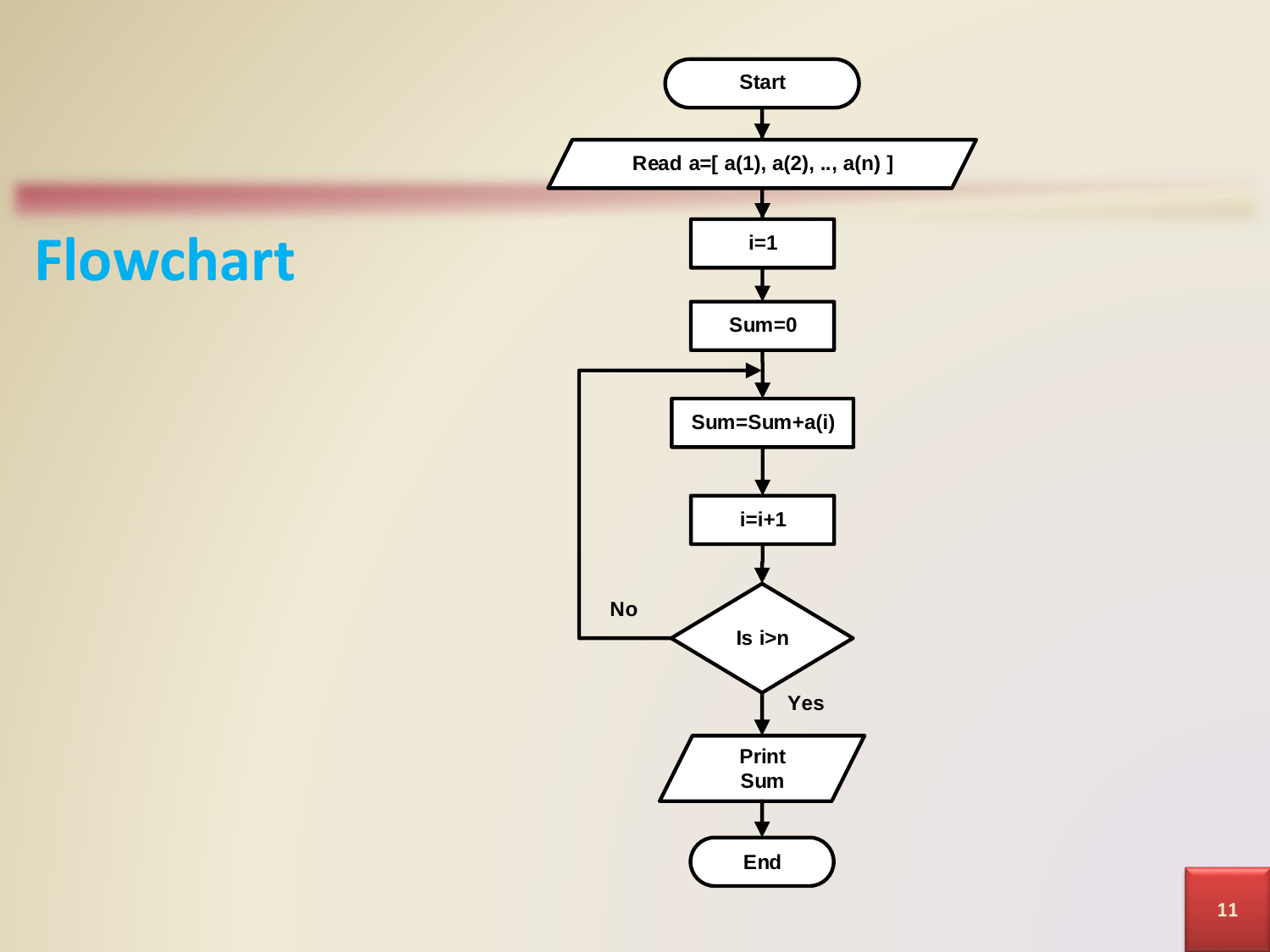# Flowchart

Start

Read a=[ a(1), a(2), .., a(n) ]

i=1

Sum=0

Sum=Sum+a(i)

i=i+1

Is i>n

No

Yes

Print Sum

End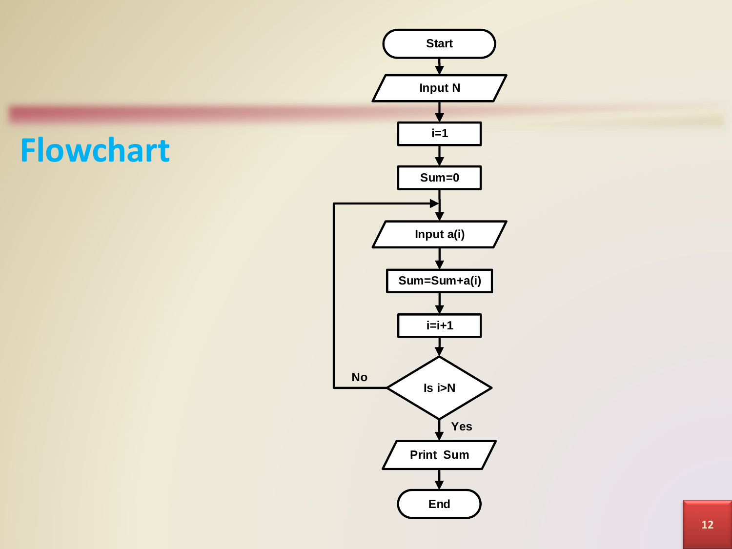# Flowchart

```
        Start
          |
       Input N
          |
         i=1
          |
        Sum=0
          |
   +----->+
   |      |
   |   Input a(i)
   |      |
   |   Sum=Sum+a(i)
   |      |
   |     i=i+1
   |      |
   +-No- Is i>N
          |
         Yes
          |
      Print Sum
          |
         End
```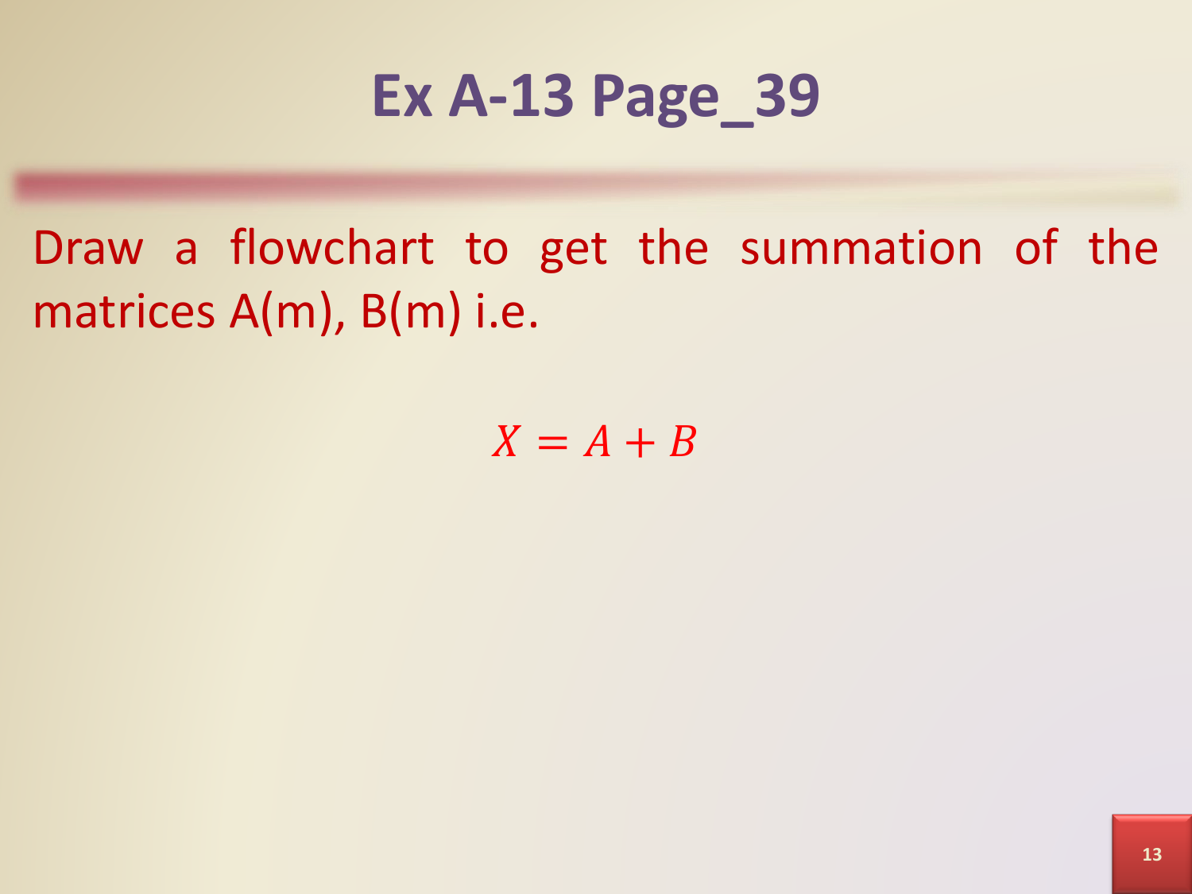# Ex A-13 Page_39

Draw a flowchart to get the summation of the matrices A(m), B(m) i.e.

$$X = A + B$$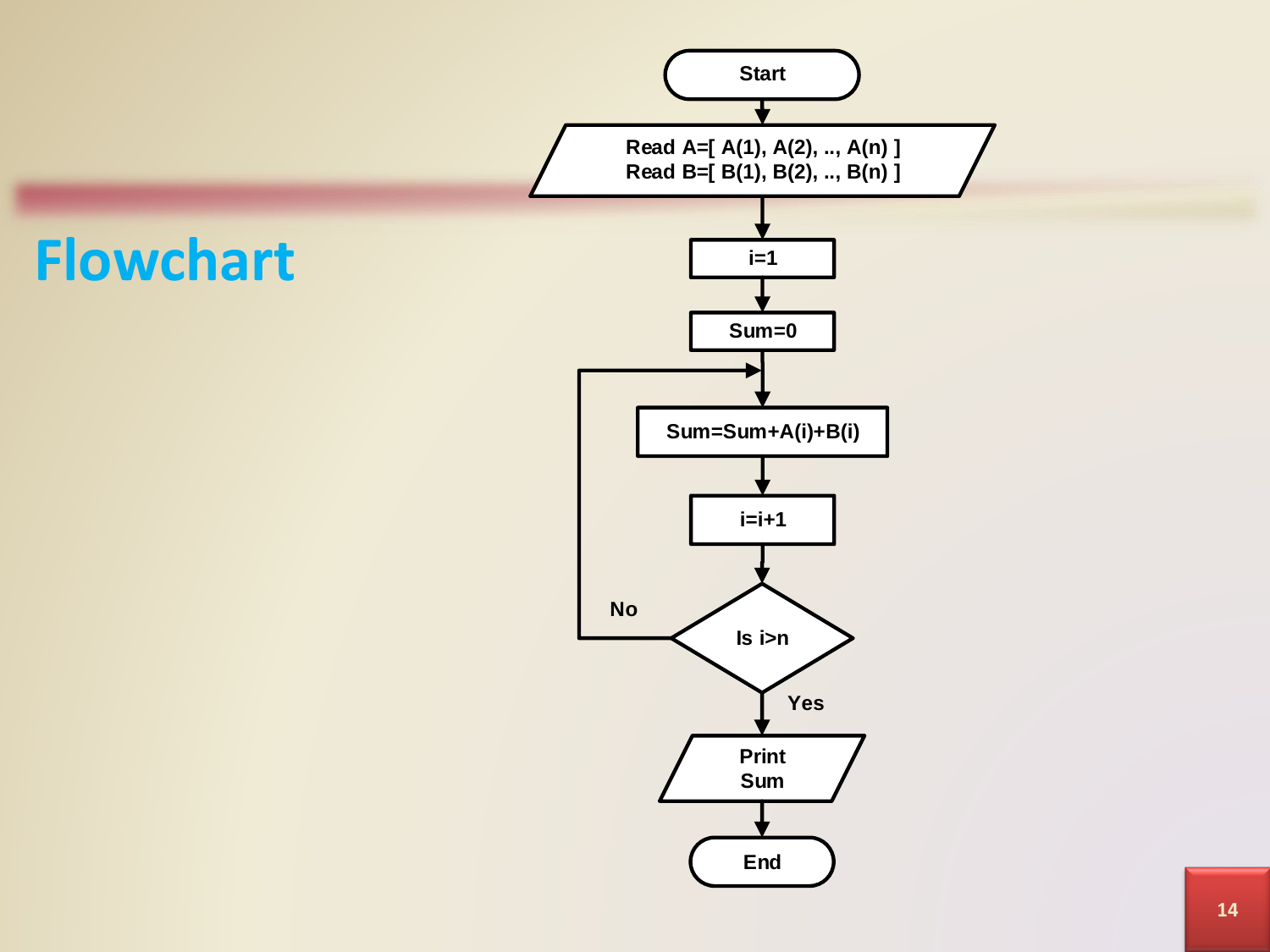# Flowchart

Start

Read A=[ A(1), A(2), .., A(n) ]
Read B=[ B(1), B(2), .., B(n) ]

i=1

Sum=0

Sum=Sum+A(i)+B(i)

i=i+1

Is i>n

No

Yes

Print Sum

End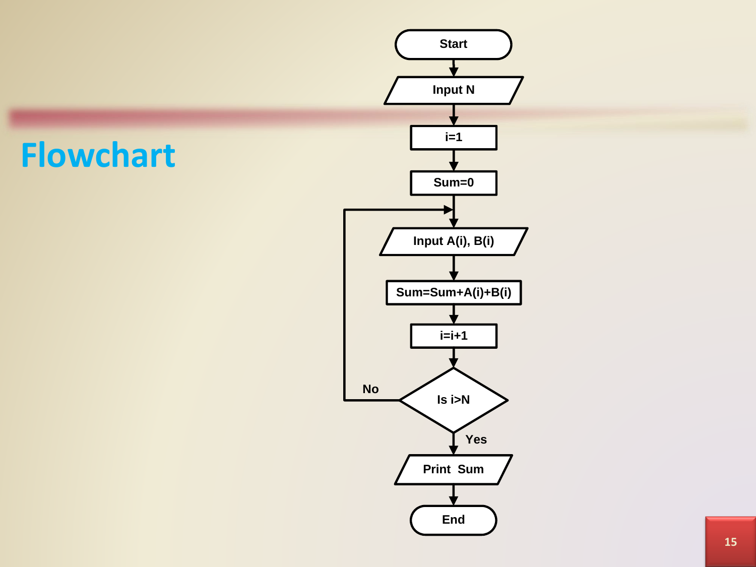# Flowchart

Start

Input N

i=1

Sum=0

Input A(i), B(i)

Sum=Sum+A(i)+B(i)

i=i+1

Is i>N

No

Yes

Print Sum

End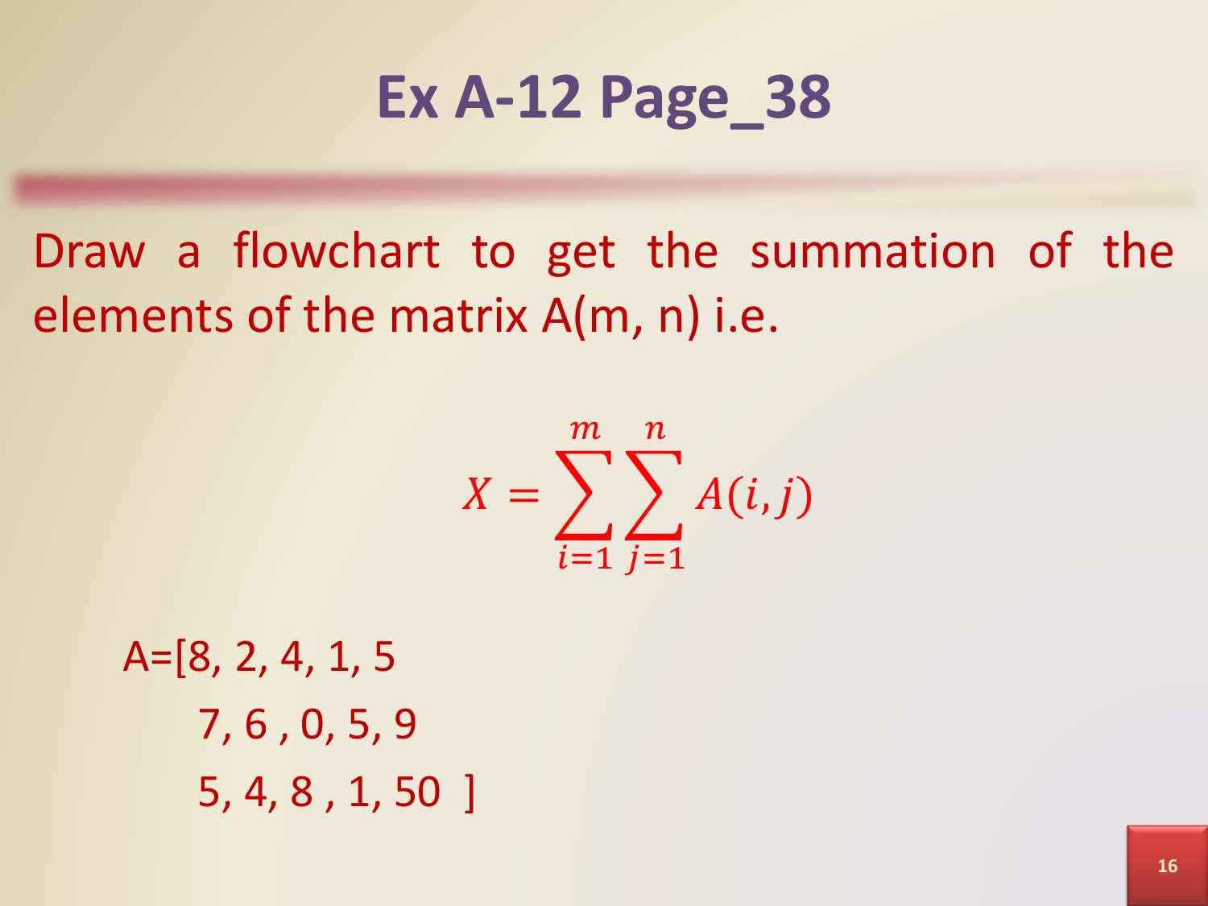# Ex A-12 Page_38

Draw a flowchart to get the summation of the elements of the matrix A(m, n) i.e.

$$X = \sum_{i=1}^{m} \sum_{j=1}^{n} A(i, j)$$

A=[8, 2, 4, 1, 5

7, 6 , 0, 5, 9

5, 4, 8 , 1, 50 ]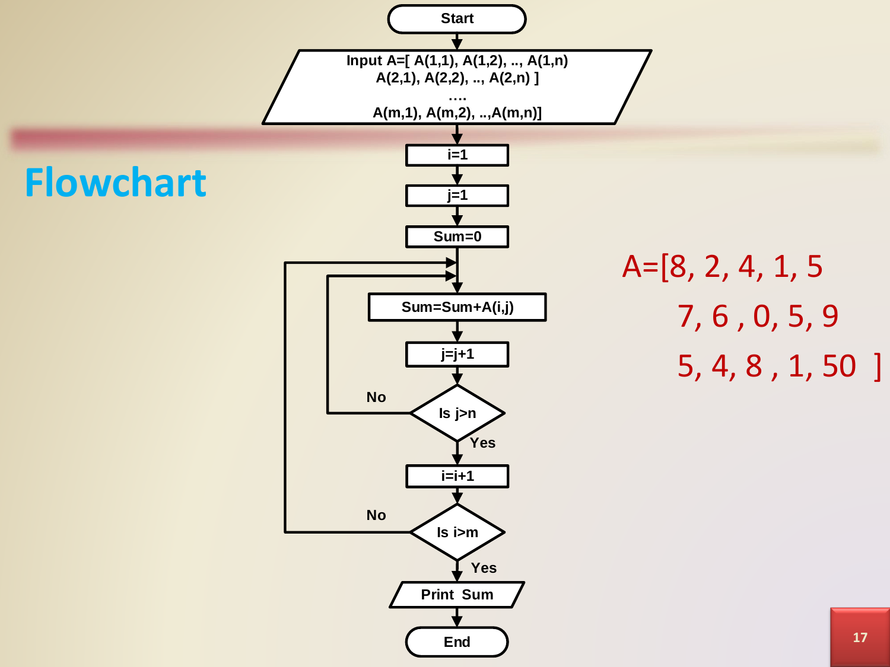# Flowchart

Start

Input A=[ A(1,1), A(1,2), .., A(1,n)
A(2,1), A(2,2), .., A(2,n) ]
….
A(m,1), A(m,2), ..,A(m,n)]

i=1

j=1

Sum=0

Sum=Sum+A(i,j)

j=j+1

Is j>n — No / Yes

i=i+1

Is i>m — No / Yes

Print Sum

End

A=[8, 2, 4, 1, 5
7, 6 , 0, 5, 9
5, 4, 8 , 1, 50 ]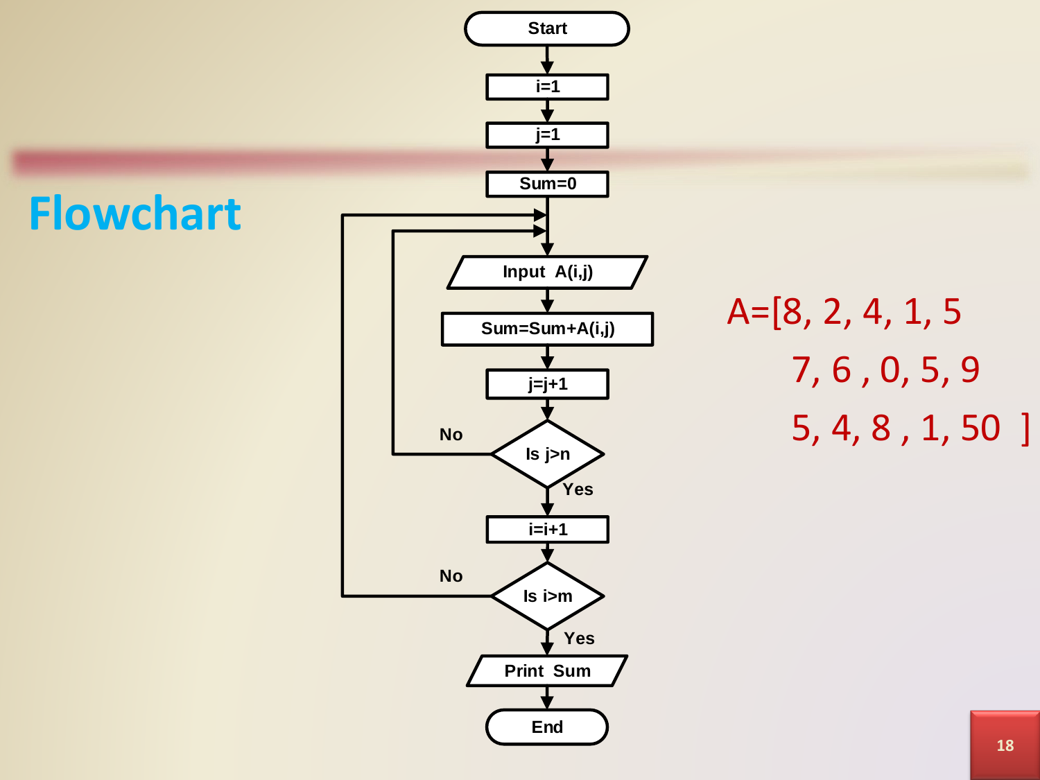# Flowchart

```
Start
  ↓
i=1
  ↓
j=1
  ↓
Sum=0
  ↓
Input A(i,j)   ← (loop targets)
  ↓
Sum=Sum+A(i,j)
  ↓
j=j+1
  ↓
Is j>n  --No--> back to Input A(i,j)
  ↓ Yes
i=i+1
  ↓
Is i>m  --No--> back to Input A(i,j)
  ↓ Yes
Print Sum
  ↓
End
```

A=[8, 2, 4, 1, 5
 7, 6 , 0, 5, 9
 5, 4, 8 , 1, 50 ]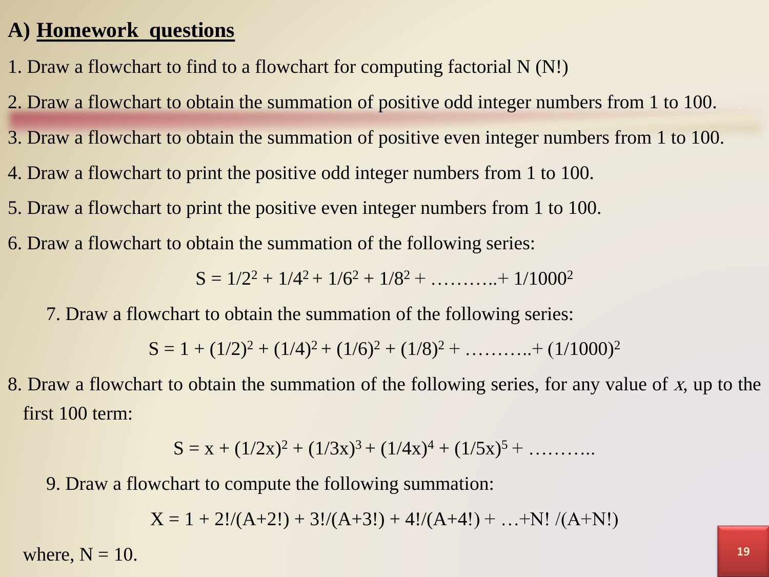## A) Homework questions

1. Draw a flowchart to find to a flowchart for computing factorial N (N!)

2. Draw a flowchart to obtain the summation of positive odd integer numbers from 1 to 100.

3. Draw a flowchart to obtain the summation of positive even integer numbers from 1 to 100.

4. Draw a flowchart to print the positive odd integer numbers from 1 to 100.

5. Draw a flowchart to print the positive even integer numbers from 1 to 100.

6. Draw a flowchart to obtain the summation of the following series:

$$S = 1/2^2 + 1/4^2 + 1/6^2 + 1/8^2 + \ldots\ldots\ldots.. + 1/1000^2$$

7. Draw a flowchart to obtain the summation of the following series:

$$S = 1 + (1/2)^2 + (1/4)^2 + (1/6)^2 + (1/8)^2 + \ldots\ldots\ldots.. + (1/1000)^2$$

8. Draw a flowchart to obtain the summation of the following series, for any value of *x*, up to the first 100 term:

$$S = x + (1/2x)^2 + (1/3x)^3 + (1/4x)^4 + (1/5x)^5 + \ldots\ldots\ldots..$$

9. Draw a flowchart to compute the following summation:

$$X = 1 + 2!/(A+2!) + 3!/(A+3!) + 4!/(A+4!) + \ldots + N!/(A+N!)$$

where, N = 10.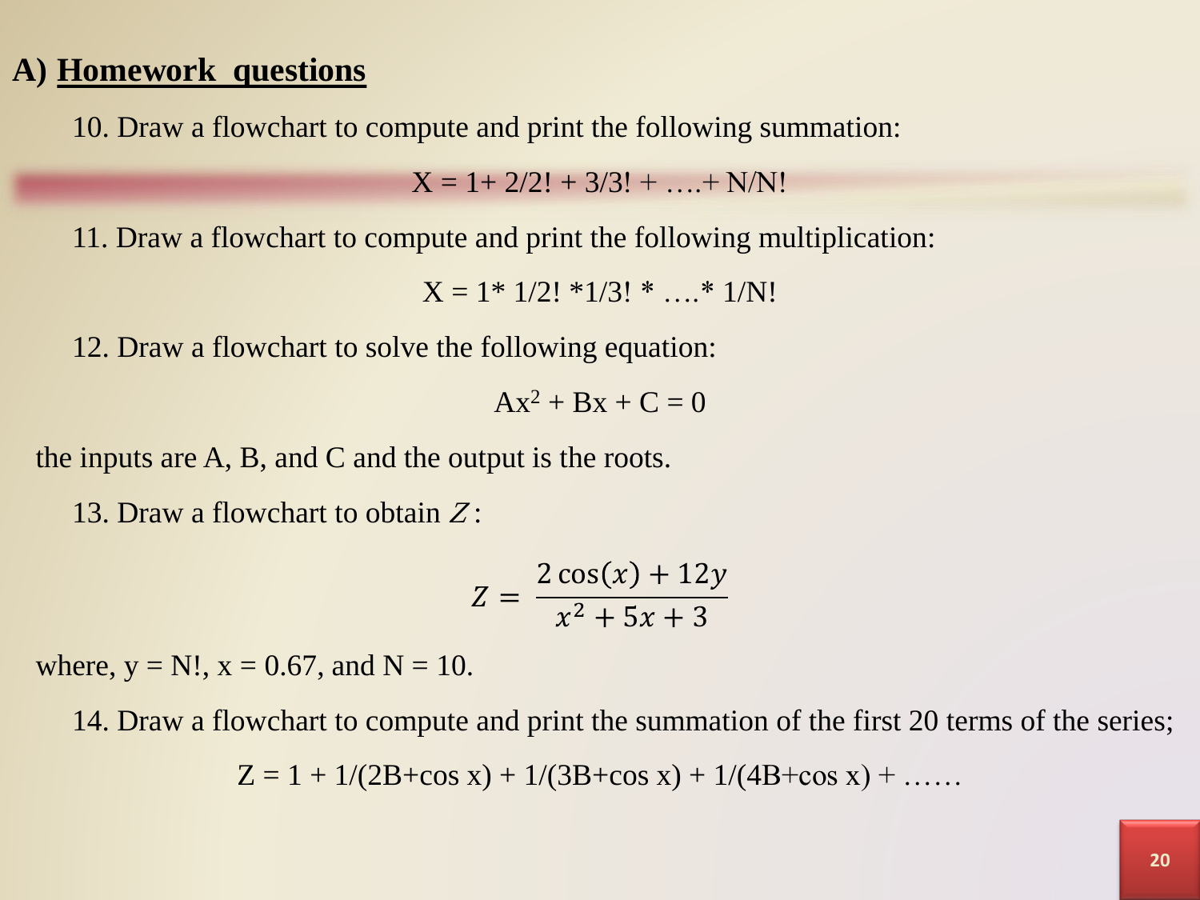## A) **Homework questions**

10. Draw a flowchart to compute and print the following summation:

$$X = 1 + 2/2! + 3/3! + \ldots + N/N!$$

11. Draw a flowchart to compute and print the following multiplication:

$$X = 1 * 1/2! * 1/3! * \ldots * 1/N!$$

12. Draw a flowchart to solve the following equation:

$$Ax^2 + Bx + C = 0$$

the inputs are A, B, and C and the output is the roots.

13. Draw a flowchart to obtain $Z$:

$$Z = \frac{2\cos(x) + 12y}{x^2 + 5x + 3}$$

where, $y = N!$, $x = 0.67$, and $N = 10$.

14. Draw a flowchart to compute and print the summation of the first 20 terms of the series;

$$Z = 1 + 1/(2B+\cos x) + 1/(3B+\cos x) + 1/(4B+\cos x) + \ldots\ldots$$